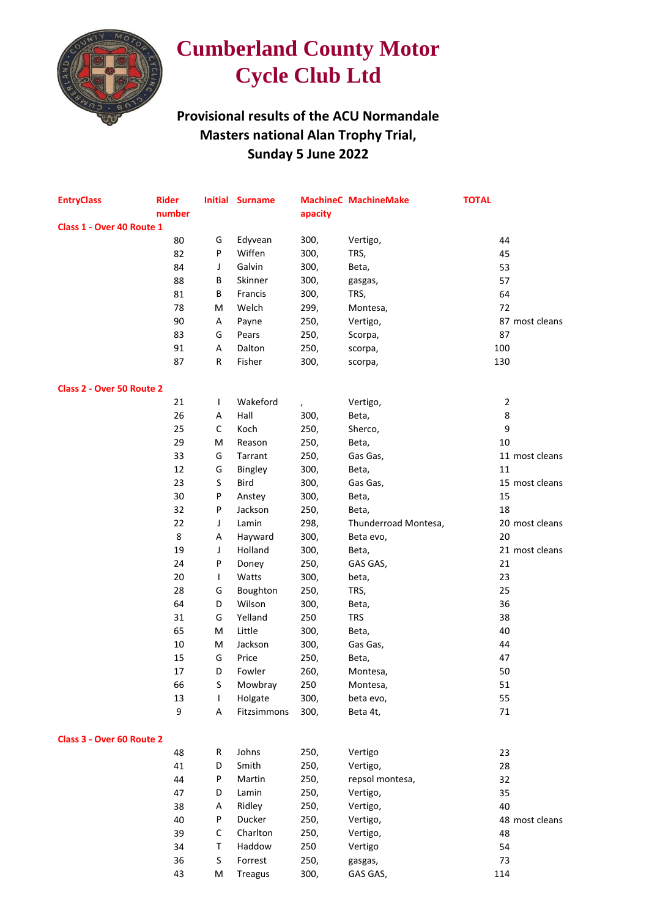# Cumberland County Motor Cycle Club Ltd

## Provisional results of the ACU Normandale Masters national Alan Trophy Trial, Sunday 5 June 2022

| EntryClass | Rider number | Initial | Surname | MachineCapacity | MachineMake | TOTAL | |
|---|---|---|---|---|---|---|---|
| **Class 1 - Over 40 Route 1** | | | | | | | |
| | 80 | G | Edyvean | 300, | Vertigo, | 44 | |
| | 82 | P | Wiffen | 300, | TRS, | 45 | |
| | 84 | J | Galvin | 300, | Beta, | 53 | |
| | 88 | B | Skinner | 300, | gasgas, | 57 | |
| | 81 | B | Francis | 300, | TRS, | 64 | |
| | 78 | M | Welch | 299, | Montesa, | 72 | |
| | 90 | A | Payne | 250, | Vertigo, | 87 | most cleans |
| | 83 | G | Pears | 250, | Scorpa, | 87 | |
| | 91 | A | Dalton | 250, | scorpa, | 100 | |
| | 87 | R | Fisher | 300, | scorpa, | 130 | |
| **Class 2 - Over 50 Route 2** | | | | | | | |
| | 21 | I | Wakeford | , | Vertigo, | 2 | |
| | 26 | A | Hall | 300, | Beta, | 8 | |
| | 25 | C | Koch | 250, | Sherco, | 9 | |
| | 29 | M | Reason | 250, | Beta, | 10 | |
| | 33 | G | Tarrant | 250, | Gas Gas, | 11 | most cleans |
| | 12 | G | Bingley | 300, | Beta, | 11 | |
| | 23 | S | Bird | 300, | Gas Gas, | 15 | most cleans |
| | 30 | P | Anstey | 300, | Beta, | 15 | |
| | 32 | P | Jackson | 250, | Beta, | 18 | |
| | 22 | J | Lamin | 298, | Thunderroad Montesa, | 20 | most cleans |
| | 8 | A | Hayward | 300, | Beta evo, | 20 | |
| | 19 | J | Holland | 300, | Beta, | 21 | most cleans |
| | 24 | P | Doney | 250, | GAS GAS, | 21 | |
| | 20 | I | Watts | 300, | beta, | 23 | |
| | 28 | G | Boughton | 250, | TRS, | 25 | |
| | 64 | D | Wilson | 300, | Beta, | 36 | |
| | 31 | G | Yelland | 250 | TRS | 38 | |
| | 65 | M | Little | 300, | Beta, | 40 | |
| | 10 | M | Jackson | 300, | Gas Gas, | 44 | |
| | 15 | G | Price | 250, | Beta, | 47 | |
| | 17 | D | Fowler | 260, | Montesa, | 50 | |
| | 66 | S | Mowbray | 250 | Montesa, | 51 | |
| | 13 | I | Holgate | 300, | beta evo, | 55 | |
| | 9 | A | Fitzsimmons | 300, | Beta 4t, | 71 | |
| **Class 3 - Over 60 Route 2** | | | | | | | |
| | 48 | R | Johns | 250, | Vertigo | 23 | |
| | 41 | D | Smith | 250, | Vertigo, | 28 | |
| | 44 | P | Martin | 250, | repsol montesa, | 32 | |
| | 47 | D | Lamin | 250, | Vertigo, | 35 | |
| | 38 | A | Ridley | 250, | Vertigo, | 40 | |
| | 40 | P | Ducker | 250, | Vertigo, | 48 | most cleans |
| | 39 | C | Charlton | 250, | Vertigo, | 48 | |
| | 34 | T | Haddow | 250 | Vertigo | 54 | |
| | 36 | S | Forrest | 250, | gasgas, | 73 | |
| | 43 | M | Treagus | 300, | GAS GAS, | 114 | |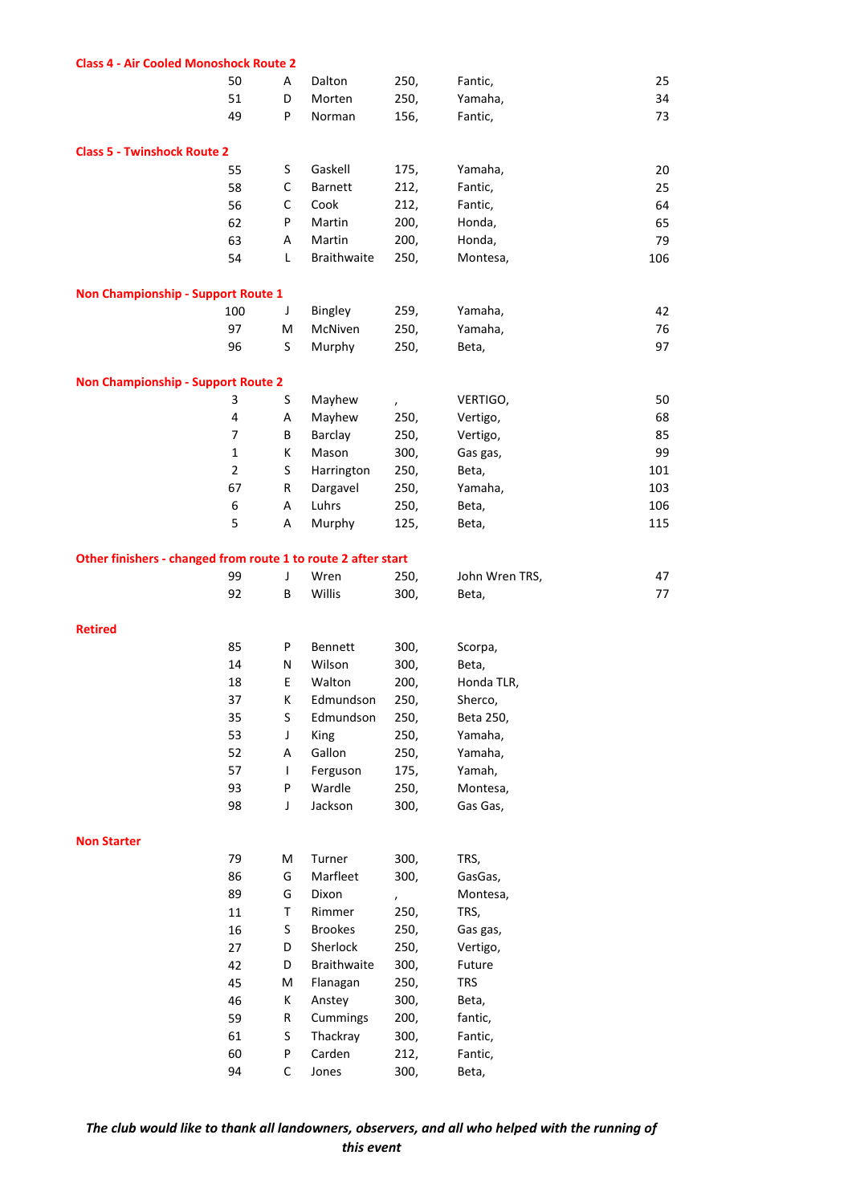**Class 4 - Air Cooled Monoshock Route 2**

| | | | | | |
|---|---|---|---|---|---|
| 50 | A | Dalton | 250, | Fantic, | 25 |
| 51 | D | Morten | 250, | Yamaha, | 34 |
| 49 | P | Norman | 156, | Fantic, | 73 |

**Class 5 - Twinshock Route 2**

| | | | | | |
|---|---|---|---|---|---|
| 55 | S | Gaskell | 175, | Yamaha, | 20 |
| 58 | C | Barnett | 212, | Fantic, | 25 |
| 56 | C | Cook | 212, | Fantic, | 64 |
| 62 | P | Martin | 200, | Honda, | 65 |
| 63 | A | Martin | 200, | Honda, | 79 |
| 54 | L | Braithwaite | 250, | Montesa, | 106 |

**Non Championship - Support Route 1**

| | | | | | |
|---|---|---|---|---|---|
| 100 | J | Bingley | 259, | Yamaha, | 42 |
| 97 | M | McNiven | 250, | Yamaha, | 76 |
| 96 | S | Murphy | 250, | Beta, | 97 |

**Non Championship - Support Route 2**

| | | | | | |
|---|---|---|---|---|---|
| 3 | S | Mayhew | , | VERTIGO, | 50 |
| 4 | A | Mayhew | 250, | Vertigo, | 68 |
| 7 | B | Barclay | 250, | Vertigo, | 85 |
| 1 | K | Mason | 300, | Gas gas, | 99 |
| 2 | S | Harrington | 250, | Beta, | 101 |
| 67 | R | Dargavel | 250, | Yamaha, | 103 |
| 6 | A | Luhrs | 250, | Beta, | 106 |
| 5 | A | Murphy | 125, | Beta, | 115 |

**Other finishers - changed from route 1 to route 2 after start**

| | | | | | |
|---|---|---|---|---|---|
| 99 | J | Wren | 250, | John Wren TRS, | 47 |
| 92 | B | Willis | 300, | Beta, | 77 |

**Retired**

| | | | | |
|---|---|---|---|---|
| 85 | P | Bennett | 300, | Scorpa, |
| 14 | N | Wilson | 300, | Beta, |
| 18 | E | Walton | 200, | Honda TLR, |
| 37 | K | Edmundson | 250, | Sherco, |
| 35 | S | Edmundson | 250, | Beta 250, |
| 53 | J | King | 250, | Yamaha, |
| 52 | A | Gallon | 250, | Yamaha, |
| 57 | I | Ferguson | 175, | Yamah, |
| 93 | P | Wardle | 250, | Montesa, |
| 98 | J | Jackson | 300, | Gas Gas, |

**Non Starter**

| | | | | |
|---|---|---|---|---|
| 79 | M | Turner | 300, | TRS, |
| 86 | G | Marfleet | 300, | GasGas, |
| 89 | G | Dixon | , | Montesa, |
| 11 | T | Rimmer | 250, | TRS, |
| 16 | S | Brookes | 250, | Gas gas, |
| 27 | D | Sherlock | 250, | Vertigo, |
| 42 | D | Braithwaite | 300, | Future |
| 45 | M | Flanagan | 250, | TRS |
| 46 | K | Anstey | 300, | Beta, |
| 59 | R | Cummings | 200, | fantic, |
| 61 | S | Thackray | 300, | Fantic, |
| 60 | P | Carden | 212, | Fantic, |
| 94 | C | Jones | 300, | Beta, |

***The club would like to thank all landowners, observers, and all who helped with the running of this event***